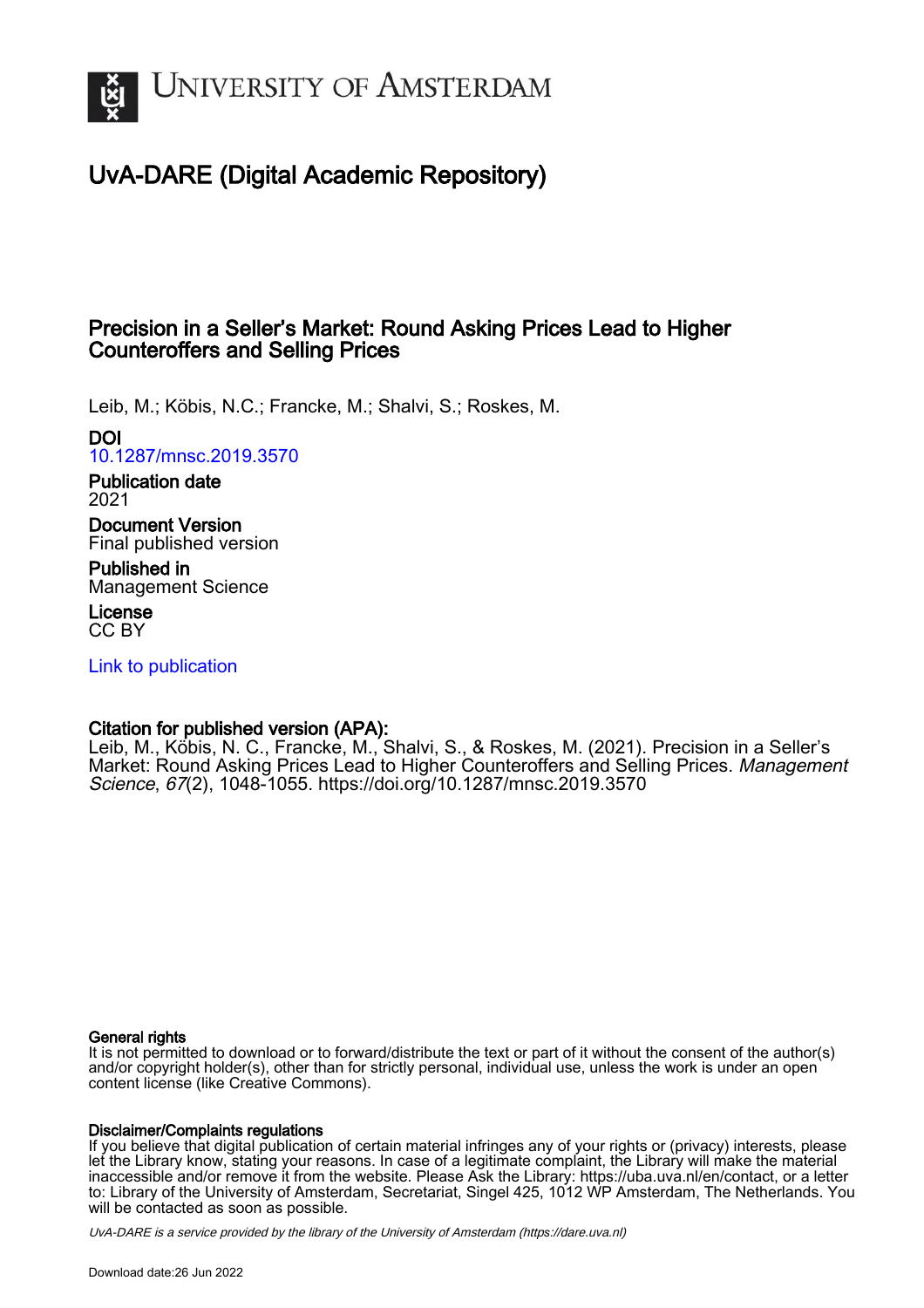# UvA-DARE (Digital Academic Repository)

## Precision in a Seller's Market: Round Asking Prices Lead to Higher Counteroffers and Selling Prices

Leib, M.; Köbis, N.C.; Francke, M.; Shalvi, S.; Roskes, M.

**DOI**
10.1287/mnsc.2019.3570

**Publication date**
2021

**Document Version**
Final published version

**Published in**
Management Science

**License**
CC BY

Link to publication

**Citation for published version (APA):**
Leib, M., Köbis, N. C., Francke, M., Shalvi, S., & Roskes, M. (2021). Precision in a Seller's Market: Round Asking Prices Lead to Higher Counteroffers and Selling Prices. *Management Science*, *67*(2), 1048-1055. https://doi.org/10.1287/mnsc.2019.3570

**General rights**
It is not permitted to download or to forward/distribute the text or part of it without the consent of the author(s) and/or copyright holder(s), other than for strictly personal, individual use, unless the work is under an open content license (like Creative Commons).

**Disclaimer/Complaints regulations**
If you believe that digital publication of certain material infringes any of your rights or (privacy) interests, please let the Library know, stating your reasons. In case of a legitimate complaint, the Library will make the material inaccessible and/or remove it from the website. Please Ask the Library: https://uba.uva.nl/en/contact, or a letter to: Library of the University of Amsterdam, Secretariat, Singel 425, 1012 WP Amsterdam, The Netherlands. You will be contacted as soon as possible.

UvA-DARE is a service provided by the library of the University of Amsterdam (https://dare.uva.nl)

Download date:26 Jun 2022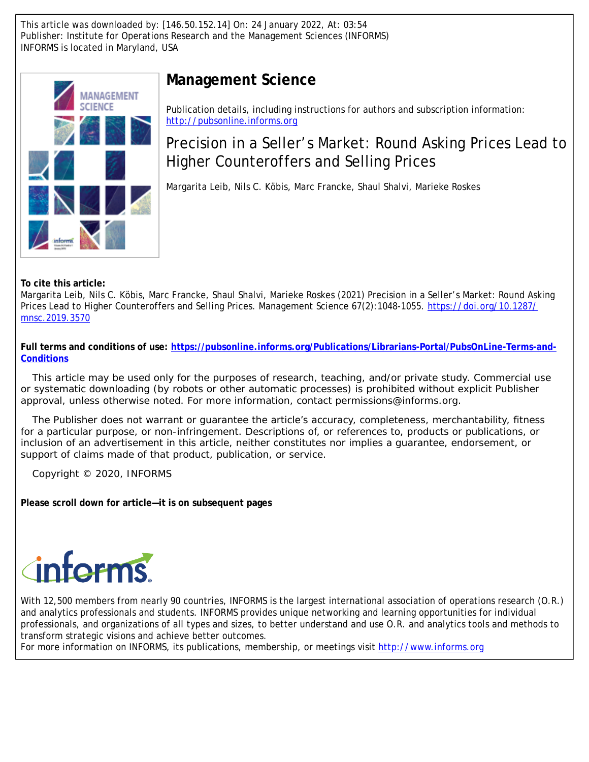This article was downloaded by: [146.50.152.14] On: 24 January 2022, At: 03:54
Publisher: Institute for Operations Research and the Management Sciences (INFORMS)
INFORMS is located in Maryland, USA

# Management Science

Publication details, including instructions for authors and subscription information:
http://pubsonline.informs.org

## Precision in a Seller's Market: Round Asking Prices Lead to Higher Counteroffers and Selling Prices

Margarita Leib, Nils C. Köbis, Marc Francke, Shaul Shalvi, Marieke Roskes

**To cite this article:**
Margarita Leib, Nils C. Köbis, Marc Francke, Shaul Shalvi, Marieke Roskes (2021) Precision in a Seller's Market: Round Asking Prices Lead to Higher Counteroffers and Selling Prices. Management Science 67(2):1048-1055. https://doi.org/10.1287/mnsc.2019.3570

**Full terms and conditions of use: https://pubsonline.informs.org/Publications/Librarians-Portal/PubsOnLine-Terms-and-Conditions**

This article may be used only for the purposes of research, teaching, and/or private study. Commercial use or systematic downloading (by robots or other automatic processes) is prohibited without explicit Publisher approval, unless otherwise noted. For more information, contact permissions@informs.org.

The Publisher does not warrant or guarantee the article's accuracy, completeness, merchantability, fitness for a particular purpose, or non-infringement. Descriptions of, or references to, products or publications, or inclusion of an advertisement in this article, neither constitutes nor implies a guarantee, endorsement, or support of claims made of that product, publication, or service.

Copyright © 2020, INFORMS

**Please scroll down for article—it is on subsequent pages**

With 12,500 members from nearly 90 countries, INFORMS is the largest international association of operations research (O.R.) and analytics professionals and students. INFORMS provides unique networking and learning opportunities for individual professionals, and organizations of all types and sizes, to better understand and use O.R. and analytics tools and methods to transform strategic visions and achieve better outcomes.
For more information on INFORMS, its publications, membership, or meetings visit http://www.informs.org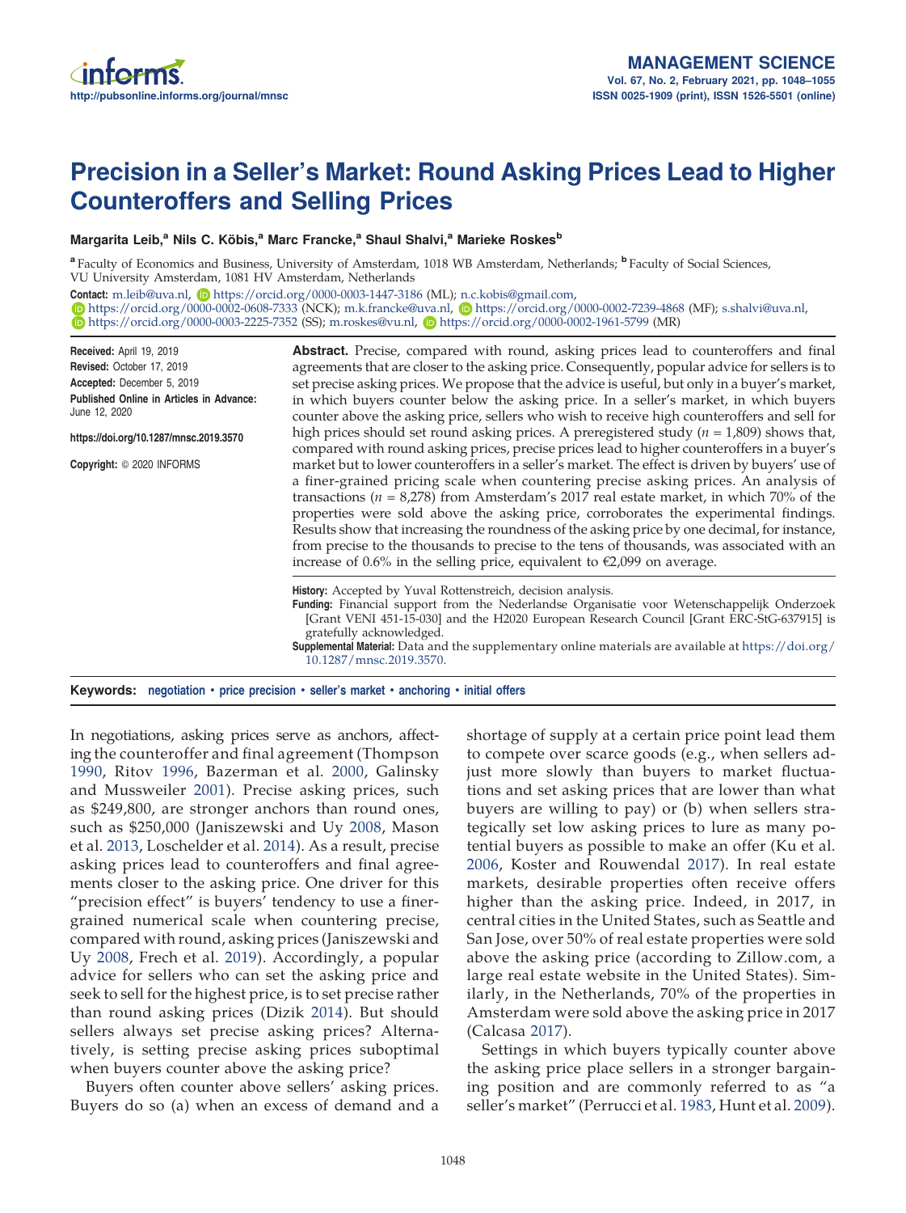# Precision in a Seller's Market: Round Asking Prices Lead to Higher Counteroffers and Selling Prices

**Margarita Leib,[a] Nils C. Köbis,[a] Marc Francke,[a] Shaul Shalvi,[a] Marieke Roskes[b]**

[a] Faculty of Economics and Business, University of Amsterdam, 1018 WB Amsterdam, Netherlands; [b] Faculty of Social Sciences, VU University Amsterdam, 1081 HV Amsterdam, Netherlands

**Contact:** m.leib@uva.nl, https://orcid.org/0000-0003-1447-3186 (ML); n.c.kobis@gmail.com, https://orcid.org/0000-0002-0608-7333 (NCK); m.k.francke@uva.nl, https://orcid.org/0000-0002-7239-4868 (MF); s.shalvi@uva.nl, https://orcid.org/0000-0003-2225-7352 (SS); m.roskes@vu.nl, https://orcid.org/0000-0002-1961-5799 (MR)

**Received:** April 19, 2019
**Revised:** October 17, 2019
**Accepted:** December 5, 2019
**Published Online in Articles in Advance:** June 12, 2020

https://doi.org/10.1287/mnsc.2019.3570

**Copyright:** © 2020 INFORMS

**Abstract.** Precise, compared with round, asking prices lead to counteroffers and final agreements that are closer to the asking price. Consequently, popular advice for sellers is to set precise asking prices. We propose that the advice is useful, but only in a buyer's market, in which buyers counter below the asking price. In a seller's market, in which buyers counter above the asking price, sellers who wish to receive high counteroffers and sell for high prices should set round asking prices. A preregistered study ($n$ = 1,809) shows that, compared with round asking prices, precise prices lead to higher counteroffers in a buyer's market but to lower counteroffers in a seller's market. The effect is driven by buyers' use of a finer-grained pricing scale when countering precise asking prices. An analysis of transactions ($n$ = 8,278) from Amsterdam's 2017 real estate market, in which 70% of the properties were sold above the asking price, corroborates the experimental findings. Results show that increasing the roundness of the asking price by one decimal, for instance, from precise to the thousands to precise to the tens of thousands, was associated with an increase of 0.6% in the selling price, equivalent to €2,099 on average.

**History:** Accepted by Yuval Rottenstreich, decision analysis.
**Funding:** Financial support from the Nederlandse Organisatie voor Wetenschappelijk Onderzoek [Grant VENI 451-15-030] and the H2020 European Research Council [Grant ERC-StG-637915] is gratefully acknowledged.
**Supplemental Material:** Data and the supplementary online materials are available at https://doi.org/10.1287/mnsc.2019.3570.

**Keywords:** negotiation • price precision • seller's market • anchoring • initial offers

In negotiations, asking prices serve as anchors, affecting the counteroffer and final agreement (Thompson 1990, Ritov 1996, Bazerman et al. 2000, Galinsky and Mussweiler 2001). Precise asking prices, such as $249,800, are stronger anchors than round ones, such as $250,000 (Janiszewski and Uy 2008, Mason et al. 2013, Loschelder et al. 2014). As a result, precise asking prices lead to counteroffers and final agreements closer to the asking price. One driver for this "precision effect" is buyers' tendency to use a finer-grained numerical scale when countering precise, compared with round, asking prices (Janiszewski and Uy 2008, Frech et al. 2019). Accordingly, a popular advice for sellers who can set the asking price and seek to sell for the highest price, is to set precise rather than round asking prices (Dizik 2014). But should sellers always set precise asking prices? Alternatively, is setting precise asking prices suboptimal when buyers counter above the asking price?

Buyers often counter above sellers' asking prices. Buyers do so (a) when an excess of demand and a shortage of supply at a certain price point lead them to compete over scarce goods (e.g., when sellers adjust more slowly than buyers to market fluctuations and set asking prices that are lower than what buyers are willing to pay) or (b) when sellers strategically set low asking prices to lure as many potential buyers as possible to make an offer (Ku et al. 2006, Koster and Rouwendal 2017). In real estate markets, desirable properties often receive offers higher than the asking price. Indeed, in 2017, in central cities in the United States, such as Seattle and San Jose, over 50% of real estate properties were sold above the asking price (according to Zillow.com, a large real estate website in the United States). Similarly, in the Netherlands, 70% of the properties in Amsterdam were sold above the asking price in 2017 (Calcasa 2017).

Settings in which buyers typically counter above the asking price place sellers in a stronger bargaining position and are commonly referred to as "a seller's market" (Perrucci et al. 1983, Hunt et al. 2009).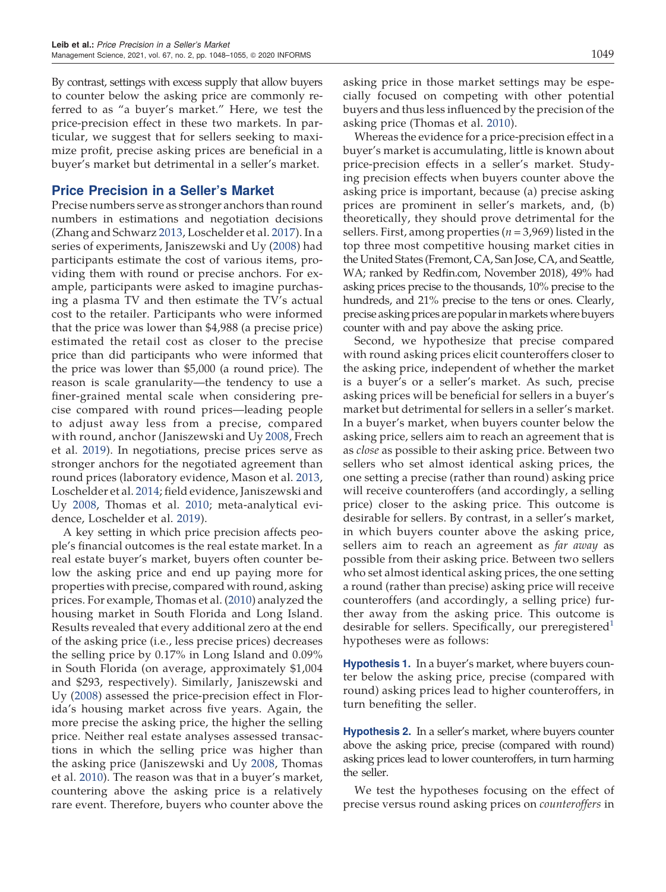By contrast, settings with excess supply that allow buyers to counter below the asking price are commonly referred to as "a buyer's market." Here, we test the price-precision effect in these two markets. In particular, we suggest that for sellers seeking to maximize profit, precise asking prices are beneficial in a buyer's market but detrimental in a seller's market.

## Price Precision in a Seller's Market

Precise numbers serve as stronger anchors than round numbers in estimations and negotiation decisions (Zhang and Schwarz 2013, Loschelder et al. 2017). In a series of experiments, Janiszewski and Uy (2008) had participants estimate the cost of various items, providing them with round or precise anchors. For example, participants were asked to imagine purchasing a plasma TV and then estimate the TV's actual cost to the retailer. Participants who were informed that the price was lower than $4,988 (a precise price) estimated the retail cost as closer to the precise price than did participants who were informed that the price was lower than $5,000 (a round price). The reason is scale granularity—the tendency to use a finer-grained mental scale when considering precise compared with round prices—leading people to adjust away less from a precise, compared with round, anchor (Janiszewski and Uy 2008, Frech et al. 2019). In negotiations, precise prices serve as stronger anchors for the negotiated agreement than round prices (laboratory evidence, Mason et al. 2013, Loschelder et al. 2014; field evidence, Janiszewski and Uy 2008, Thomas et al. 2010; meta-analytical evidence, Loschelder et al. 2019).

A key setting in which price precision affects people's financial outcomes is the real estate market. In a real estate buyer's market, buyers often counter below the asking price and end up paying more for properties with precise, compared with round, asking prices. For example, Thomas et al. (2010) analyzed the housing market in South Florida and Long Island. Results revealed that every additional zero at the end of the asking price (i.e., less precise prices) decreases the selling price by 0.17% in Long Island and 0.09% in South Florida (on average, approximately $1,004 and $293, respectively). Similarly, Janiszewski and Uy (2008) assessed the price-precision effect in Florida's housing market across five years. Again, the more precise the asking price, the higher the selling price. Neither real estate analyses assessed transactions in which the selling price was higher than the asking price (Janiszewski and Uy 2008, Thomas et al. 2010). The reason was that in a buyer's market, countering above the asking price is a relatively rare event. Therefore, buyers who counter above the asking price in those market settings may be especially focused on competing with other potential buyers and thus less influenced by the precision of the asking price (Thomas et al. 2010).

Whereas the evidence for a price-precision effect in a buyer's market is accumulating, little is known about price-precision effects in a seller's market. Studying precision effects when buyers counter above the asking price is important, because (a) precise asking prices are prominent in seller's markets, and, (b) theoretically, they should prove detrimental for the sellers. First, among properties ($n = 3{,}969$) listed in the top three most competitive housing market cities in the United States (Fremont, CA, San Jose, CA, and Seattle, WA; ranked by Redfin.com, November 2018), 49% had asking prices precise to the thousands, 10% precise to the hundreds, and 21% precise to the tens or ones. Clearly, precise asking prices are popular in markets where buyers counter with and pay above the asking price.

Second, we hypothesize that precise compared with round asking prices elicit counteroffers closer to the asking price, independent of whether the market is a buyer's or a seller's market. As such, precise asking prices will be beneficial for sellers in a buyer's market but detrimental for sellers in a seller's market. In a buyer's market, when buyers counter below the asking price, sellers aim to reach an agreement that is as *close* as possible to their asking price. Between two sellers who set almost identical asking prices, the one setting a precise (rather than round) asking price will receive counteroffers (and accordingly, a selling price) closer to the asking price. This outcome is desirable for sellers. By contrast, in a seller's market, in which buyers counter above the asking price, sellers aim to reach an agreement as *far away* as possible from their asking price. Between two sellers who set almost identical asking prices, the one setting a round (rather than precise) asking price will receive counteroffers (and accordingly, a selling price) further away from the asking price. This outcome is desirable for sellers. Specifically, our preregistered[1] hypotheses were as follows:

**Hypothesis 1.** In a buyer's market, where buyers counter below the asking price, precise (compared with round) asking prices lead to higher counteroffers, in turn benefiting the seller.

**Hypothesis 2.** In a seller's market, where buyers counter above the asking price, precise (compared with round) asking prices lead to lower counteroffers, in turn harming the seller.

We test the hypotheses focusing on the effect of precise versus round asking prices on *counteroffers* in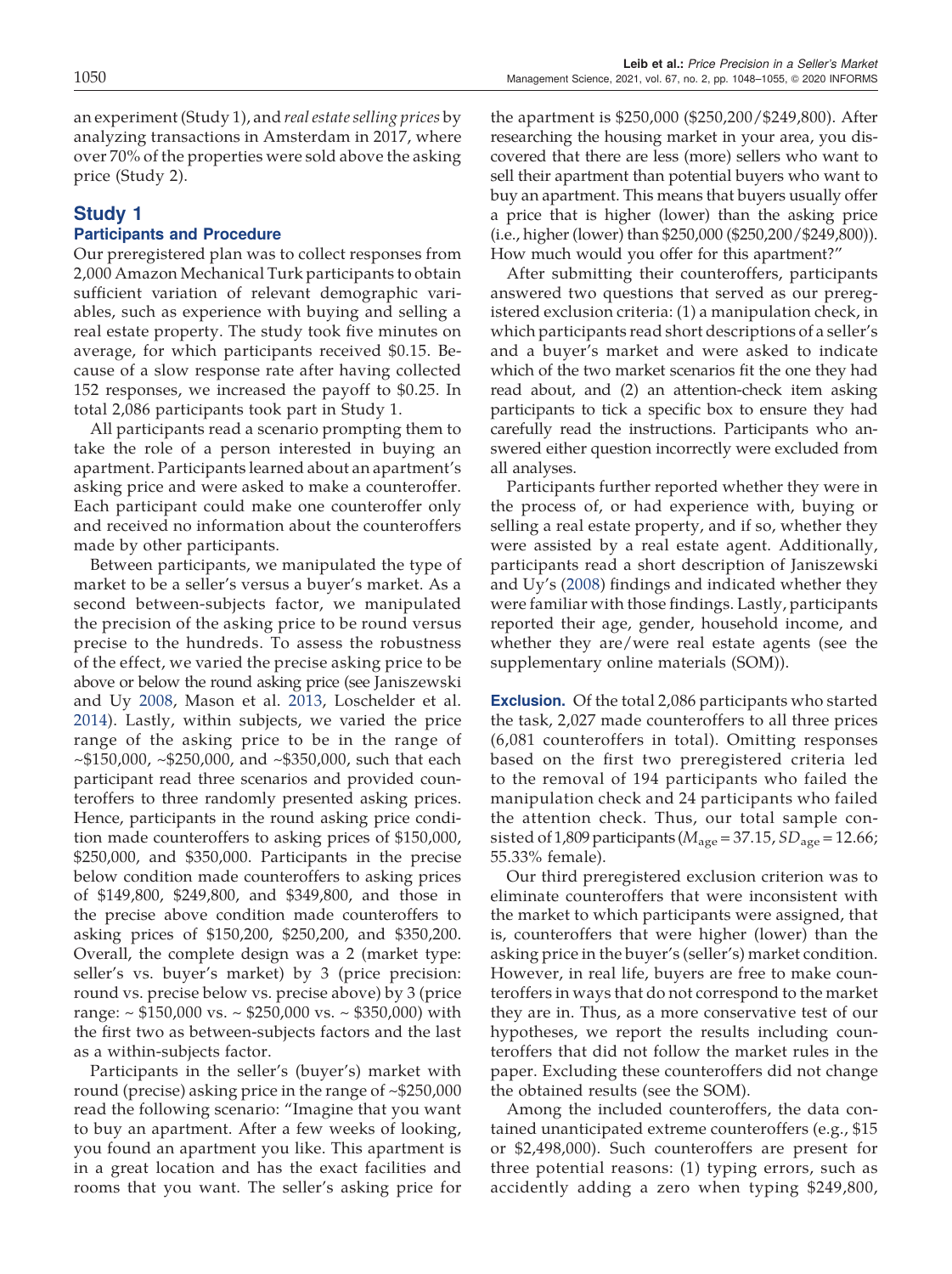an experiment (Study 1), and *real estate selling prices* by analyzing transactions in Amsterdam in 2017, where over 70% of the properties were sold above the asking price (Study 2).

## Study 1

### Participants and Procedure

Our preregistered plan was to collect responses from 2,000 Amazon Mechanical Turk participants to obtain sufficient variation of relevant demographic variables, such as experience with buying and selling a real estate property. The study took five minutes on average, for which participants received \$0.15. Because of a slow response rate after having collected 152 responses, we increased the payoff to \$0.25. In total 2,086 participants took part in Study 1.

All participants read a scenario prompting them to take the role of a person interested in buying an apartment. Participants learned about an apartment's asking price and were asked to make a counteroffer. Each participant could make one counteroffer only and received no information about the counteroffers made by other participants.

Between participants, we manipulated the type of market to be a seller's versus a buyer's market. As a second between-subjects factor, we manipulated the precision of the asking price to be round versus precise to the hundreds. To assess the robustness of the effect, we varied the precise asking price to be above or below the round asking price (see Janiszewski and Uy 2008, Mason et al. 2013, Loschelder et al. 2014). Lastly, within subjects, we varied the price range of the asking price to be in the range of ~\$150,000, ~\$250,000, and ~\$350,000, such that each participant read three scenarios and provided counteroffers to three randomly presented asking prices. Hence, participants in the round asking price condition made counteroffers to asking prices of \$150,000, \$250,000, and \$350,000. Participants in the precise below condition made counteroffers to asking prices of \$149,800, \$249,800, and \$349,800, and those in the precise above condition made counteroffers to asking prices of \$150,200, \$250,200, and \$350,200. Overall, the complete design was a 2 (market type: seller's vs. buyer's market) by 3 (price precision: round vs. precise below vs. precise above) by 3 (price range: ~ \$150,000 vs. ~ \$250,000 vs. ~ \$350,000) with the first two as between-subjects factors and the last as a within-subjects factor.

Participants in the seller's (buyer's) market with round (precise) asking price in the range of ~\$250,000 read the following scenario: "Imagine that you want to buy an apartment. After a few weeks of looking, you found an apartment you like. This apartment is in a great location and has the exact facilities and rooms that you want. The seller's asking price for the apartment is \$250,000 (\$250,200/\$249,800). After researching the housing market in your area, you discovered that there are less (more) sellers who want to sell their apartment than potential buyers who want to buy an apartment. This means that buyers usually offer a price that is higher (lower) than the asking price (i.e., higher (lower) than \$250,000 (\$250,200/\$249,800)). How much would you offer for this apartment?"

After submitting their counteroffers, participants answered two questions that served as our preregistered exclusion criteria: (1) a manipulation check, in which participants read short descriptions of a seller's and a buyer's market and were asked to indicate which of the two market scenarios fit the one they had read about, and (2) an attention-check item asking participants to tick a specific box to ensure they had carefully read the instructions. Participants who answered either question incorrectly were excluded from all analyses.

Participants further reported whether they were in the process of, or had experience with, buying or selling a real estate property, and if so, whether they were assisted by a real estate agent. Additionally, participants read a short description of Janiszewski and Uy's (2008) findings and indicated whether they were familiar with those findings. Lastly, participants reported their age, gender, household income, and whether they are/were real estate agents (see the supplementary online materials (SOM)).

**Exclusion.** Of the total 2,086 participants who started the task, 2,027 made counteroffers to all three prices (6,081 counteroffers in total). Omitting responses based on the first two preregistered criteria led to the removal of 194 participants who failed the manipulation check and 24 participants who failed the attention check. Thus, our total sample consisted of 1,809 participants ($M_{age} = 37.15$, $SD_{age} = 12.66$; 55.33% female).

Our third preregistered exclusion criterion was to eliminate counteroffers that were inconsistent with the market to which participants were assigned, that is, counteroffers that were higher (lower) than the asking price in the buyer's (seller's) market condition. However, in real life, buyers are free to make counteroffers in ways that do not correspond to the market they are in. Thus, as a more conservative test of our hypotheses, we report the results including counteroffers that did not follow the market rules in the paper. Excluding these counteroffers did not change the obtained results (see the SOM).

Among the included counteroffers, the data contained unanticipated extreme counteroffers (e.g., \$15 or \$2,498,000). Such counteroffers are present for three potential reasons: (1) typing errors, such as accidently adding a zero when typing \$249,800,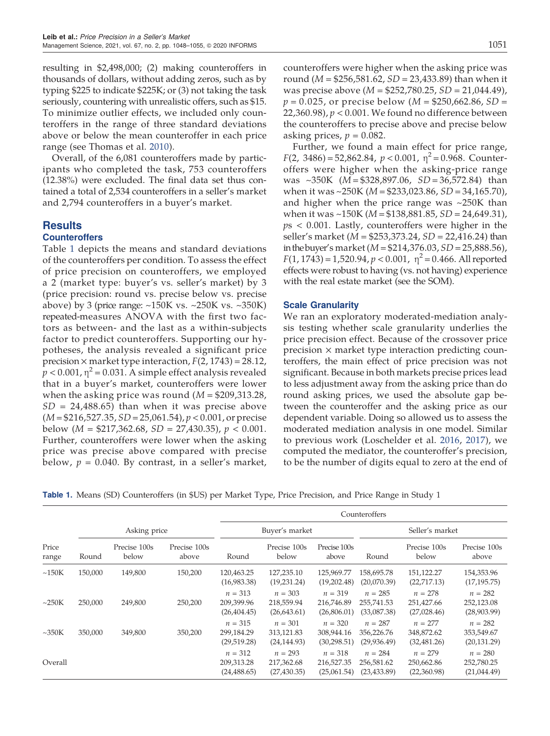resulting in $2,498,000; (2) making counteroffers in thousands of dollars, without adding zeros, such as by typing $225 to indicate $225K; or (3) not taking the task seriously, countering with unrealistic offers, such as $15. To minimize outlier effects, we included only counteroffers in the range of three standard deviations above or below the mean counteroffer in each price range (see Thomas et al. 2010).

Overall, of the 6,081 counteroffers made by participants who completed the task, 753 counteroffers (12.38%) were excluded. The final data set thus contained a total of 2,534 counteroffers in a seller's market and 2,794 counteroffers in a buyer's market.

## Results

### Counteroffers

Table 1 depicts the means and standard deviations of the counteroffers per condition. To assess the effect of price precision on counteroffers, we employed a 2 (market type: buyer's vs. seller's market) by 3 (price precision: round vs. precise below vs. precise above) by 3 (price range: ~150K vs. ~250K vs. ~350K) repeated-measures ANOVA with the first two factors as between- and the last as a within-subjects factor to predict counteroffers. Supporting our hypotheses, the analysis revealed a significant price precision × market type interaction, $F(2, 1743) = 28.12$, $p < 0.001$, $\eta^2 = 0.031$. A simple effect analysis revealed that in a buyer's market, counteroffers were lower when the asking price was round ($M$ = \$209,313.28, $SD$ = 24,488.65) than when it was precise above ($M$ = \$216,527.35, $SD$ = 25,061.54), $p < 0.001$, or precise below ($M$ = \$217,362.68, $SD$ = 27,430.35), $p < 0.001$. Further, counteroffers were lower when the asking price was precise above compared with precise below, $p = 0.040$. By contrast, in a seller's market, counteroffers were higher when the asking price was round ($M$ = \$256,581.62, $SD$ = 23,433.89) than when it was precise above ($M$ = \$252,780.25, $SD$ = 21,044.49), $p = 0.025$, or precise below ($M$ = \$250,662.86, $SD$ = 22,360.98), $p < 0.001$. We found no difference between the counteroffers to precise above and precise below asking prices, $p = 0.082$.

Further, we found a main effect for price range, $F(2, 3486) = 52,862.84$, $p < 0.001$, $\eta^2 = 0.968$. Counteroffers were higher when the asking-price range was ~350K ($M$ = \$328,897.06, $SD$ = 36,572.84) than when it was ~250K ($M$ = \$233,023.86, $SD$ = 34,165.70), and higher when the price range was ~250K than when it was ~150K ($M$ = \$138,881.85, $SD$ = 24,649.31), $p$s < 0.001. Lastly, counteroffers were higher in the seller's market ($M$ = \$253,373.24, $SD$ = 22,416.24) than in the buyer's market ($M$ = \$214,376.03, $SD$ = 25,888.56), $F(1, 1743) = 1,520.94$, $p < 0.001$, $\eta^2 = 0.466$. All reported effects were robust to having (vs. not having) experience with the real estate market (see the SOM).

### Scale Granularity

We ran an exploratory moderated-mediation analysis testing whether scale granularity underlies the price precision effect. Because of the crossover price precision × market type interaction predicting counteroffers, the main effect of price precision was not significant. Because in both markets precise prices lead to less adjustment away from the asking price than do round asking prices, we used the absolute gap between the counteroffer and the asking price as our dependent variable. Doing so allowed us to assess the moderated mediation analysis in one model. Similar to previous work (Loschelder et al. 2016, 2017), we computed the mediator, the counteroffer's precision, to be the number of digits equal to zero at the end of

**Table 1.** Means (SD) Counteroffers (in \$US) per Market Type, Price Precision, and Price Range in Study 1

| | | | | Counteroffers | | | | | |
|---|---|---|---|---|---|---|---|---|---|
| | Asking price | | | Buyer's market | | | Seller's market | | |
| Price range | Round | Precise 100s below | Precise 100s above | Round | Precise 100s below | Precise 100s above | Round | Precise 100s below | Precise 100s above |
| ~150K | 150,000 | 149,800 | 150,200 | 120,463.25 (16,983.38) $n$ = 313 | 127,235.10 (19,231.24) $n$ = 303 | 125,969.77 (19,202.48) $n$ = 319 | 158,695.78 (20,070.39) $n$ = 285 | 151,122.27 (22,717.13) $n$ = 278 | 154,353.96 (17,195.75) $n$ = 282 |
| ~250K | 250,000 | 249,800 | 250,200 | 209,399.96 (26,404.45) $n$ = 315 | 218,559.94 (26,643.61) $n$ = 301 | 216,746.89 (26,806.01) $n$ = 320 | 255,741.53 (33,087.38) $n$ = 287 | 251,427.66 (27,028.46) $n$ = 277 | 252,123.08 (28,903.99) $n$ = 282 |
| ~350K | 350,000 | 349,800 | 350,200 | 299,184.29 (29,519.28) $n$ = 312 | 313,121.83 (24,144.93) $n$ = 293 | 308,944.16 (30,298.51) $n$ = 318 | 356,226.76 (29,936.49) $n$ = 284 | 348,872.62 (32,481.26) $n$ = 279 | 353,549.67 (20,131.29) $n$ = 280 |
| Overall | | | | 209,313.28 (24,488.65) | 217,362.68 (27,430.35) | 216,527.35 (25,061.54) | 256,581.62 (23,433.89) | 250,662.86 (22,360.98) | 252,780.25 (21,044.49) |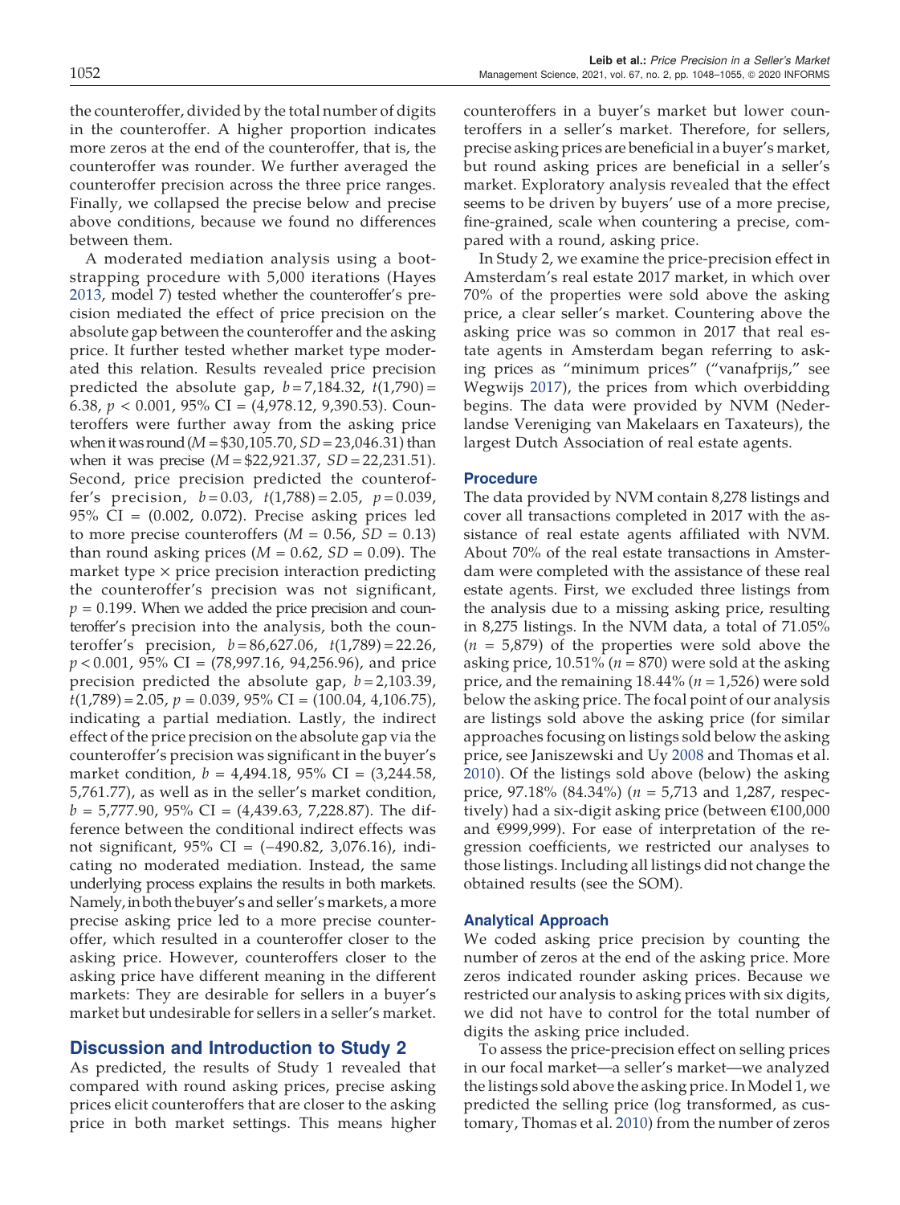the counteroffer, divided by the total number of digits in the counteroffer. A higher proportion indicates more zeros at the end of the counteroffer, that is, the counteroffer was rounder. We further averaged the counteroffer precision across the three price ranges. Finally, we collapsed the precise below and precise above conditions, because we found no differences between them.

A moderated mediation analysis using a bootstrapping procedure with 5,000 iterations (Hayes 2013, model 7) tested whether the counteroffer's precision mediated the effect of price precision on the absolute gap between the counteroffer and the asking price. It further tested whether market type moderated this relation. Results revealed price precision predicted the absolute gap, $b = 7{,}184.32$, $t(1{,}790) = 6.38$, $p < 0.001$, 95% CI = (4,978.12, 9,390.53). Counteroffers were further away from the asking price when it was round ($M = \$30{,}105.70$, $SD = 23{,}046.31$) than when it was precise ($M = \$22{,}921.37$, $SD = 22{,}231.51$). Second, price precision predicted the counteroffer's precision, $b = 0.03$, $t(1{,}788) = 2.05$, $p = 0.039$, 95% CI = (0.002, 0.072). Precise asking prices led to more precise counteroffers ($M = 0.56$, $SD = 0.13$) than round asking prices ($M = 0.62$, $SD = 0.09$). The market type × price precision interaction predicting the counteroffer's precision was not significant, $p = 0.199$. When we added the price precision and counteroffer's precision into the analysis, both the counteroffer's precision, $b = 86{,}627.06$, $t(1{,}789) = 22.26$, $p < 0.001$, 95% CI = (78,997.16, 94,256.96), and price precision predicted the absolute gap, $b = 2{,}103.39$, $t(1{,}789) = 2.05$, $p = 0.039$, 95% CI = (100.04, 4,106.75), indicating a partial mediation. Lastly, the indirect effect of the price precision on the absolute gap via the counteroffer's precision was significant in the buyer's market condition, $b = 4{,}494.18$, 95% CI = (3,244.58, 5,761.77), as well as in the seller's market condition, $b = 5{,}777.90$, 95% CI = (4,439.63, 7,228.87). The difference between the conditional indirect effects was not significant, 95% CI = (−490.82, 3,076.16), indicating no moderated mediation. Instead, the same underlying process explains the results in both markets. Namely, in both the buyer's and seller's markets, a more precise asking price led to a more precise counteroffer, which resulted in a counteroffer closer to the asking price. However, counteroffers closer to the asking price have different meaning in the different markets: They are desirable for sellers in a buyer's market but undesirable for sellers in a seller's market.

## Discussion and Introduction to Study 2

As predicted, the results of Study 1 revealed that compared with round asking prices, precise asking prices elicit counteroffers that are closer to the asking price in both market settings. This means higher counteroffers in a buyer's market but lower counteroffers in a seller's market. Therefore, for sellers, precise asking prices are beneficial in a buyer's market, but round asking prices are beneficial in a seller's market. Exploratory analysis revealed that the effect seems to be driven by buyers' use of a more precise, fine-grained, scale when countering a precise, compared with a round, asking price.

In Study 2, we examine the price-precision effect in Amsterdam's real estate 2017 market, in which over 70% of the properties were sold above the asking price, a clear seller's market. Countering above the asking price was so common in 2017 that real estate agents in Amsterdam began referring to asking prices as "minimum prices" ("vanafprijs," see Wegwijs 2017), the prices from which overbidding begins. The data were provided by NVM (Nederlandse Vereniging van Makelaars en Taxateurs), the largest Dutch Association of real estate agents.

### Procedure

The data provided by NVM contain 8,278 listings and cover all transactions completed in 2017 with the assistance of real estate agents affiliated with NVM. About 70% of the real estate transactions in Amsterdam were completed with the assistance of these real estate agents. First, we excluded three listings from the analysis due to a missing asking price, resulting in 8,275 listings. In the NVM data, a total of 71.05% ($n$ = 5,879) of the properties were sold above the asking price, 10.51% ($n$ = 870) were sold at the asking price, and the remaining 18.44% ($n$ = 1,526) were sold below the asking price. The focal point of our analysis are listings sold above the asking price (for similar approaches focusing on listings sold below the asking price, see Janiszewski and Uy 2008 and Thomas et al. 2010). Of the listings sold above (below) the asking price, 97.18% (84.34%) ($n$ = 5,713 and 1,287, respectively) had a six-digit asking price (between €100,000 and €999,999). For ease of interpretation of the regression coefficients, we restricted our analyses to those listings. Including all listings did not change the obtained results (see the SOM).

### Analytical Approach

We coded asking price precision by counting the number of zeros at the end of the asking price. More zeros indicated rounder asking prices. Because we restricted our analysis to asking prices with six digits, we did not have to control for the total number of digits the asking price included.

To assess the price-precision effect on selling prices in our focal market—a seller's market—we analyzed the listings sold above the asking price. In Model 1, we predicted the selling price (log transformed, as customary, Thomas et al. 2010) from the number of zeros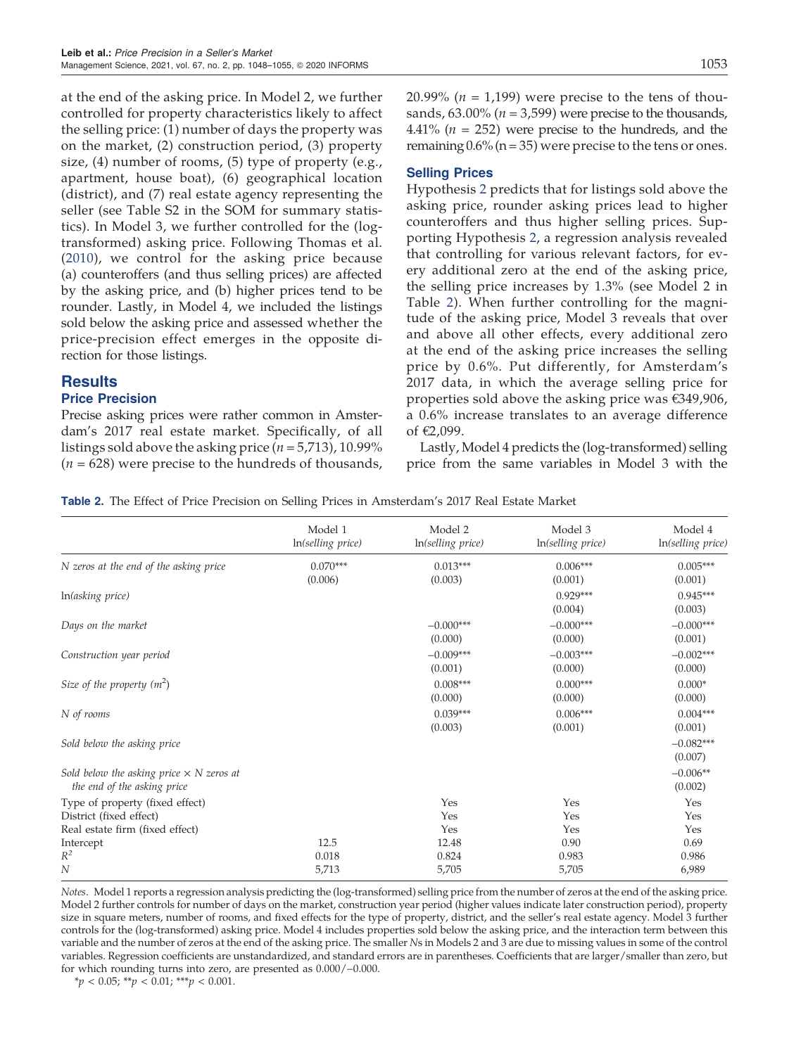at the end of the asking price. In Model 2, we further controlled for property characteristics likely to affect the selling price: (1) number of days the property was on the market, (2) construction period, (3) property size, (4) number of rooms, (5) type of property (e.g., apartment, house boat), (6) geographical location (district), and (7) real estate agency representing the seller (see Table S2 in the SOM for summary statistics). In Model 3, we further controlled for the (log-transformed) asking price. Following Thomas et al. (2010), we control for the asking price because (a) counteroffers (and thus selling prices) are affected by the asking price, and (b) higher prices tend to be rounder. Lastly, in Model 4, we included the listings sold below the asking price and assessed whether the price-precision effect emerges in the opposite direction for those listings.

## Results

### Price Precision

Precise asking prices were rather common in Amsterdam's 2017 real estate market. Specifically, of all listings sold above the asking price ($n = 5{,}713$), 10.99% ($n = 628$) were precise to the hundreds of thousands, 20.99% ($n = 1{,}199$) were precise to the tens of thousands, 63.00% ($n = 3{,}599$) were precise to the thousands, 4.41% ($n = 252$) were precise to the hundreds, and the remaining 0.6% ($n = 35$) were precise to the tens or ones.

### Selling Prices

Hypothesis 2 predicts that for listings sold above the asking price, rounder asking prices lead to higher counteroffers and thus higher selling prices. Supporting Hypothesis 2, a regression analysis revealed that controlling for various relevant factors, for every additional zero at the end of the asking price, the selling price increases by 1.3% (see Model 2 in Table 2). When further controlling for the magnitude of the asking price, Model 3 reveals that over and above all other effects, every additional zero at the end of the asking price increases the selling price by 0.6%. Put differently, for Amsterdam's 2017 data, in which the average selling price for properties sold above the asking price was €349,906, a 0.6% increase translates to an average difference of €2,099.

Lastly, Model 4 predicts the (log-transformed) selling price from the same variables in Model 3 with the

**Table 2.** The Effect of Price Precision on Selling Prices in Amsterdam's 2017 Real Estate Market

| | Model 1 ln(*selling price*) | Model 2 ln(*selling price*) | Model 3 ln(*selling price*) | Model 4 ln(*selling price*) |
|---|---|---|---|---|
| *N zeros at the end of the asking price* | 0.070*** (0.006) | 0.013*** (0.003) | 0.006*** (0.001) | 0.005*** (0.001) |
| ln(*asking price*) | | | 0.929*** (0.004) | 0.945*** (0.003) |
| *Days on the market* | | −0.000*** (0.000) | −0.000*** (0.000) | −0.000*** (0.001) |
| *Construction year period* | | −0.009*** (0.001) | −0.003*** (0.000) | −0.002*** (0.000) |
| *Size of the property* ($m^2$) | | 0.008*** (0.000) | 0.000*** (0.000) | 0.000* (0.000) |
| *N of rooms* | | 0.039*** (0.003) | 0.006*** (0.001) | 0.004*** (0.001) |
| *Sold below the asking price* | | | | −0.082*** (0.007) |
| *Sold below the asking price* × *N zeros at the end of the asking price* | | | | −0.006** (0.002) |
| Type of property (fixed effect) | | Yes | Yes | Yes |
| District (fixed effect) | | Yes | Yes | Yes |
| Real estate firm (fixed effect) | | Yes | Yes | Yes |
| Intercept | 12.5 | 12.48 | 0.90 | 0.69 |
| $R^2$ | 0.018 | 0.824 | 0.983 | 0.986 |
| $N$ | 5,713 | 5,705 | 5,705 | 6,989 |

*Notes.* Model 1 reports a regression analysis predicting the (log-transformed) selling price from the number of zeros at the end of the asking price. Model 2 further controls for number of days on the market, construction year period (higher values indicate later construction period), property size in square meters, number of rooms, and fixed effects for the type of property, district, and the seller's real estate agency. Model 3 further controls for the (log-transformed) asking price. Model 4 includes properties sold below the asking price, and the interaction term between this variable and the number of zeros at the end of the asking price. The smaller *N*s in Models 2 and 3 are due to missing values in some of the control variables. Regression coefficients are unstandardized, and standard errors are in parentheses. Coefficients that are larger/smaller than zero, but for which rounding turns into zero, are presented as 0.000/−0.000.

*$p < 0.05$; **$p < 0.01$; ***$p < 0.001$.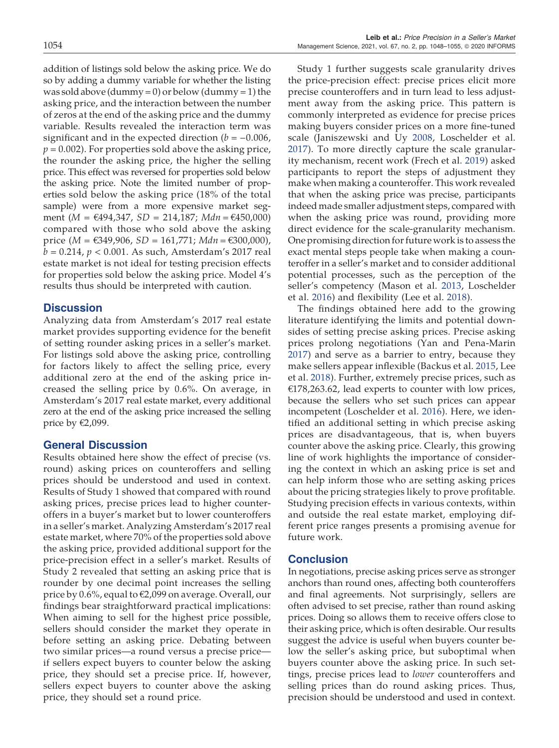addition of listings sold below the asking price. We do so by adding a dummy variable for whether the listing was sold above (dummy = 0) or below (dummy = 1) the asking price, and the interaction between the number of zeros at the end of the asking price and the dummy variable. Results revealed the interaction term was significant and in the expected direction ($b = -0.006$, $p = 0.002$). For properties sold above the asking price, the rounder the asking price, the higher the selling price. This effect was reversed for properties sold below the asking price. Note the limited number of properties sold below the asking price (18% of the total sample) were from a more expensive market segment ($M$ = €494,347, $SD$ = 214,187; $Mdn$ = €450,000) compared with those who sold above the asking price ($M$ = €349,906, $SD$ = 161,771; $Mdn$ = €300,000), $b = 0.214$, $p < 0.001$. As such, Amsterdam's 2017 real estate market is not ideal for testing precision effects for properties sold below the asking price. Model 4's results thus should be interpreted with caution.

## Discussion

Analyzing data from Amsterdam's 2017 real estate market provides supporting evidence for the benefit of setting rounder asking prices in a seller's market. For listings sold above the asking price, controlling for factors likely to affect the selling price, every additional zero at the end of the asking price increased the selling price by 0.6%. On average, in Amsterdam's 2017 real estate market, every additional zero at the end of the asking price increased the selling price by €2,099.

## General Discussion

Results obtained here show the effect of precise (vs. round) asking prices on counteroffers and selling prices should be understood and used in context. Results of Study 1 showed that compared with round asking prices, precise prices lead to higher counteroffers in a buyer's market but to lower counteroffers in a seller's market. Analyzing Amsterdam's 2017 real estate market, where 70% of the properties sold above the asking price, provided additional support for the price-precision effect in a seller's market. Results of Study 2 revealed that setting an asking price that is rounder by one decimal point increases the selling price by 0.6%, equal to €2,099 on average. Overall, our findings bear straightforward practical implications: When aiming to sell for the highest price possible, sellers should consider the market they operate in before setting an asking price. Debating between two similar prices—a round versus a precise price—if sellers expect buyers to counter below the asking price, they should set a precise price. If, however, sellers expect buyers to counter above the asking price, they should set a round price.

Study 1 further suggests scale granularity drives the price-precision effect: precise prices elicit more precise counteroffers and in turn lead to less adjustment away from the asking price. This pattern is commonly interpreted as evidence for precise prices making buyers consider prices on a more fine-tuned scale (Janiszewski and Uy 2008, Loschelder et al. 2017). To more directly capture the scale granularity mechanism, recent work (Frech et al. 2019) asked participants to report the steps of adjustment they make when making a counteroffer. This work revealed that when the asking price was precise, participants indeed made smaller adjustment steps, compared with when the asking price was round, providing more direct evidence for the scale-granularity mechanism. One promising direction for future work is to assess the exact mental steps people take when making a counteroffer in a seller's market and to consider additional potential processes, such as the perception of the seller's competency (Mason et al. 2013, Loschelder et al. 2016) and flexibility (Lee et al. 2018).

The findings obtained here add to the growing literature identifying the limits and potential downsides of setting precise asking prices. Precise asking prices prolong negotiations (Yan and Pena-Marin 2017) and serve as a barrier to entry, because they make sellers appear inflexible (Backus et al. 2015, Lee et al. 2018). Further, extremely precise prices, such as €178,263.62, lead experts to counter with low prices, because the sellers who set such prices can appear incompetent (Loschelder et al. 2016). Here, we identified an additional setting in which precise asking prices are disadvantageous, that is, when buyers counter above the asking price. Clearly, this growing line of work highlights the importance of considering the context in which an asking price is set and can help inform those who are setting asking prices about the pricing strategies likely to prove profitable. Studying precision effects in various contexts, within and outside the real estate market, employing different price ranges presents a promising avenue for future work.

## Conclusion

In negotiations, precise asking prices serve as stronger anchors than round ones, affecting both counteroffers and final agreements. Not surprisingly, sellers are often advised to set precise, rather than round asking prices. Doing so allows them to receive offers close to their asking price, which is often desirable. Our results suggest the advice is useful when buyers counter below the seller's asking price, but suboptimal when buyers counter above the asking price. In such settings, precise prices lead to *lower* counteroffers and selling prices than do round asking prices. Thus, precision should be understood and used in context.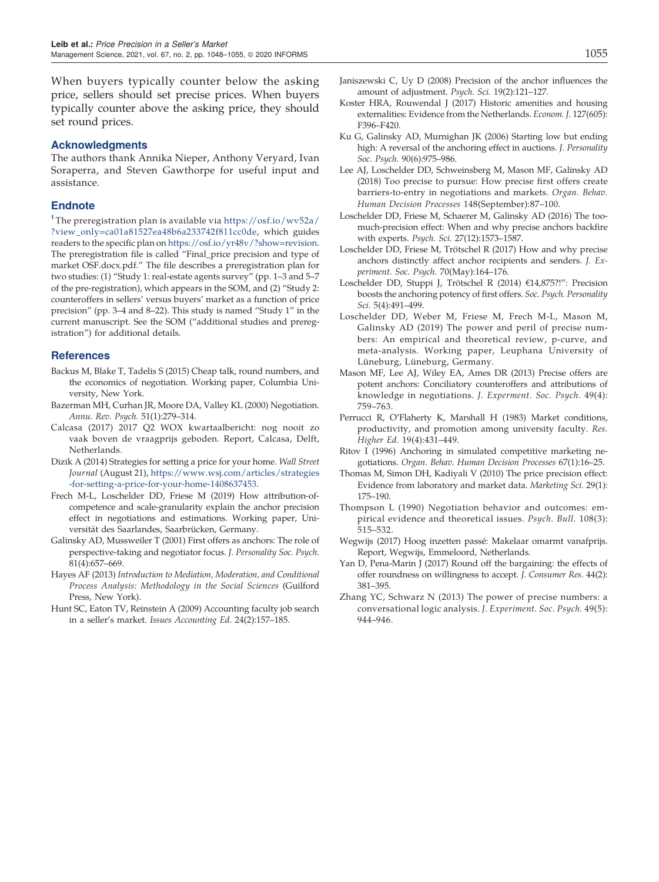When buyers typically counter below the asking price, sellers should set precise prices. When buyers typically counter above the asking price, they should set round prices.

## Acknowledgments

The authors thank Annika Nieper, Anthony Veryard, Ivan Soraperra, and Steven Gawthorpe for useful input and assistance.

## Endnote

[1] The preregistration plan is available via https://osf.io/wv52a/?view_only=ca01a81527ea48b6a233742f811cc0de, which guides readers to the specific plan on https://osf.io/yr48v/?show=revision. The preregistration file is called "Final_price precision and type of market OSF.docx.pdf." The file describes a preregistration plan for two studies: (1) "Study 1: real-estate agents survey" (pp. 1–3 and 5–7 of the pre-registration), which appears in the SOM, and (2) "Study 2: counteroffers in sellers' versus buyers' market as a function of price precision" (pp. 3–4 and 8–22). This study is named "Study 1" in the current manuscript. See the SOM ("additional studies and preregistration") for additional details.

## References

Backus M, Blake T, Tadelis S (2015) Cheap talk, round numbers, and the economics of negotiation. Working paper, Columbia University, New York.

Bazerman MH, Curhan JR, Moore DA, Valley KL (2000) Negotiation. *Annu. Rev. Psych.* 51(1):279–314.

Calcasa (2017) 2017 Q2 WOX kwartaalbericht: nog nooit zo vaak boven de vraagprijs geboden. Report, Calcasa, Delft, Netherlands.

Dizik A (2014) Strategies for setting a price for your home. *Wall Street Journal* (August 21), https://www.wsj.com/articles/strategies-for-setting-a-price-for-your-home-1408637453.

Frech M-L, Loschelder DD, Friese M (2019) How attribution-of-competence and scale-granularity explain the anchor precision effect in negotiations and estimations. Working paper, Universität des Saarlandes, Saarbrücken, Germany.

Galinsky AD, Mussweiler T (2001) First offers as anchors: The role of perspective-taking and negotiator focus. *J. Personality Soc. Psych.* 81(4):657–669.

Hayes AF (2013) *Introduction to Mediation, Moderation, and Conditional Process Analysis: Methodology in the Social Sciences* (Guilford Press, New York).

Hunt SC, Eaton TV, Reinstein A (2009) Accounting faculty job search in a seller's market. *Issues Accounting Ed.* 24(2):157–185.

Janiszewski C, Uy D (2008) Precision of the anchor influences the amount of adjustment. *Psych. Sci.* 19(2):121–127.

Koster HRA, Rouwendal J (2017) Historic amenities and housing externalities: Evidence from the Netherlands. *Econom. J.* 127(605): F396–F420.

Ku G, Galinsky AD, Murnighan JK (2006) Starting low but ending high: A reversal of the anchoring effect in auctions. *J. Personality Soc. Psych.* 90(6):975–986.

Lee AJ, Loschelder DD, Schweinsberg M, Mason MF, Galinsky AD (2018) Too precise to pursue: How precise first offers create barriers-to-entry in negotiations and markets. *Organ. Behav. Human Decision Processes* 148(September):87–100.

Loschelder DD, Friese M, Schaerer M, Galinsky AD (2016) The too-much-precision effect: When and why precise anchors backfire with experts. *Psych. Sci.* 27(12):1573–1587.

Loschelder DD, Friese M, Trötschel R (2017) How and why precise anchors distinctly affect anchor recipients and senders. *J. Experiment. Soc. Psych.* 70(May):164–176.

Loschelder DD, Stuppi J, Trötschel R (2014) €14,875?!": Precision boosts the anchoring potency of first offers. *Soc. Psych. Personality Sci.* 5(4):491–499.

Loschelder DD, Weber M, Friese M, Frech M-L, Mason M, Galinsky AD (2019) The power and peril of precise numbers: An empirical and theoretical review, p-curve, and meta-analysis. Working paper, Leuphana University of Lüneburg, Lüneburg, Germany.

Mason MF, Lee AJ, Wiley EA, Ames DR (2013) Precise offers are potent anchors: Conciliatory counteroffers and attributions of knowledge in negotiations. *J. Experment. Soc. Psych.* 49(4): 759–763.

Perrucci R, O'Flaherty K, Marshall H (1983) Market conditions, productivity, and promotion among university faculty. *Res. Higher Ed.* 19(4):431–449.

Ritov I (1996) Anchoring in simulated competitive marketing negotiations. *Organ. Behav. Human Decision Processes* 67(1):16–25.

Thomas M, Simon DH, Kadiyali V (2010) The price precision effect: Evidence from laboratory and market data. *Marketing Sci.* 29(1): 175–190.

Thompson L (1990) Negotiation behavior and outcomes: empirical evidence and theoretical issues. *Psych. Bull.* 108(3): 515–532.

Wegwijs (2017) Hoog inzetten passé: Makelaar omarmt vanafprijs. Report, Wegwijs, Emmeloord, Netherlands.

Yan D, Pena-Marin J (2017) Round off the bargaining: the effects of offer roundness on willingness to accept. *J. Consumer Res.* 44(2): 381–395.

Zhang YC, Schwarz N (2013) The power of precise numbers: a conversational logic analysis. *J. Experiment. Soc. Psych.* 49(5): 944–946.